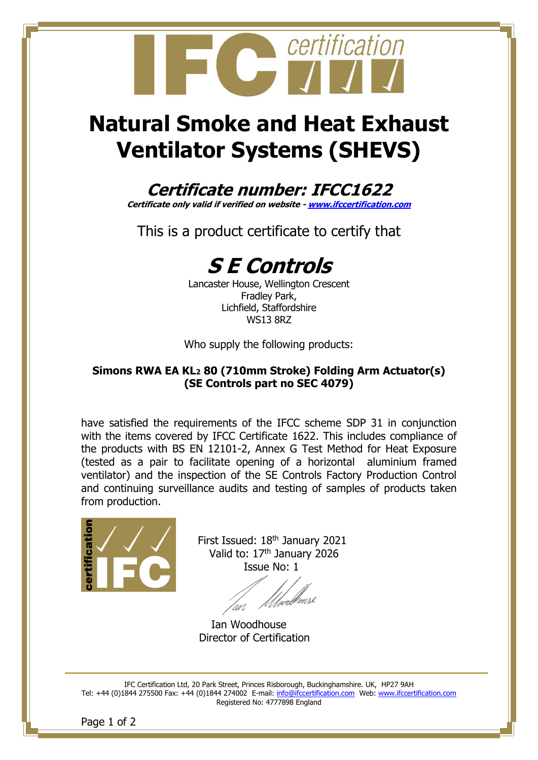# Natural Smoke and Heat Exhaust Ventilator Systems (SHEVS)

## *Certificate number: IFCC1622*

***Certificate only valid if verified on website - www.ifccertification.com***

This is a product certificate to certify that

# *S E Controls*

Lancaster House, Wellington Crescent
Fradley Park,
Lichfield, Staffordshire
WS13 8RZ

Who supply the following products:

**Simons RWA EA KL$_2$ 80 (710mm Stroke) Folding Arm Actuator(s)**
**(SE Controls part no SEC 4079)**

have satisfied the requirements of the IFCC scheme SDP 31 in conjunction with the items covered by IFCC Certificate 1622. This includes compliance of the products with BS EN 12101-2, Annex G Test Method for Heat Exposure (tested as a pair to facilitate opening of a horizontal aluminium framed ventilator) and the inspection of the SE Controls Factory Production Control and continuing surveillance audits and testing of samples of products taken from production.

First Issued: 18th January 2021
Valid to: 17th January 2026
Issue No: 1

Ian Woodhouse
Director of Certification

IFC Certification Ltd, 20 Park Street, Princes Risborough, Buckinghamshire. UK, HP27 9AH
Tel: +44 (0)1844 275500 Fax: +44 (0)1844 274002 E-mail: info@ifccertification.com Web: www.ifccertification.com
Registered No: 4777898 England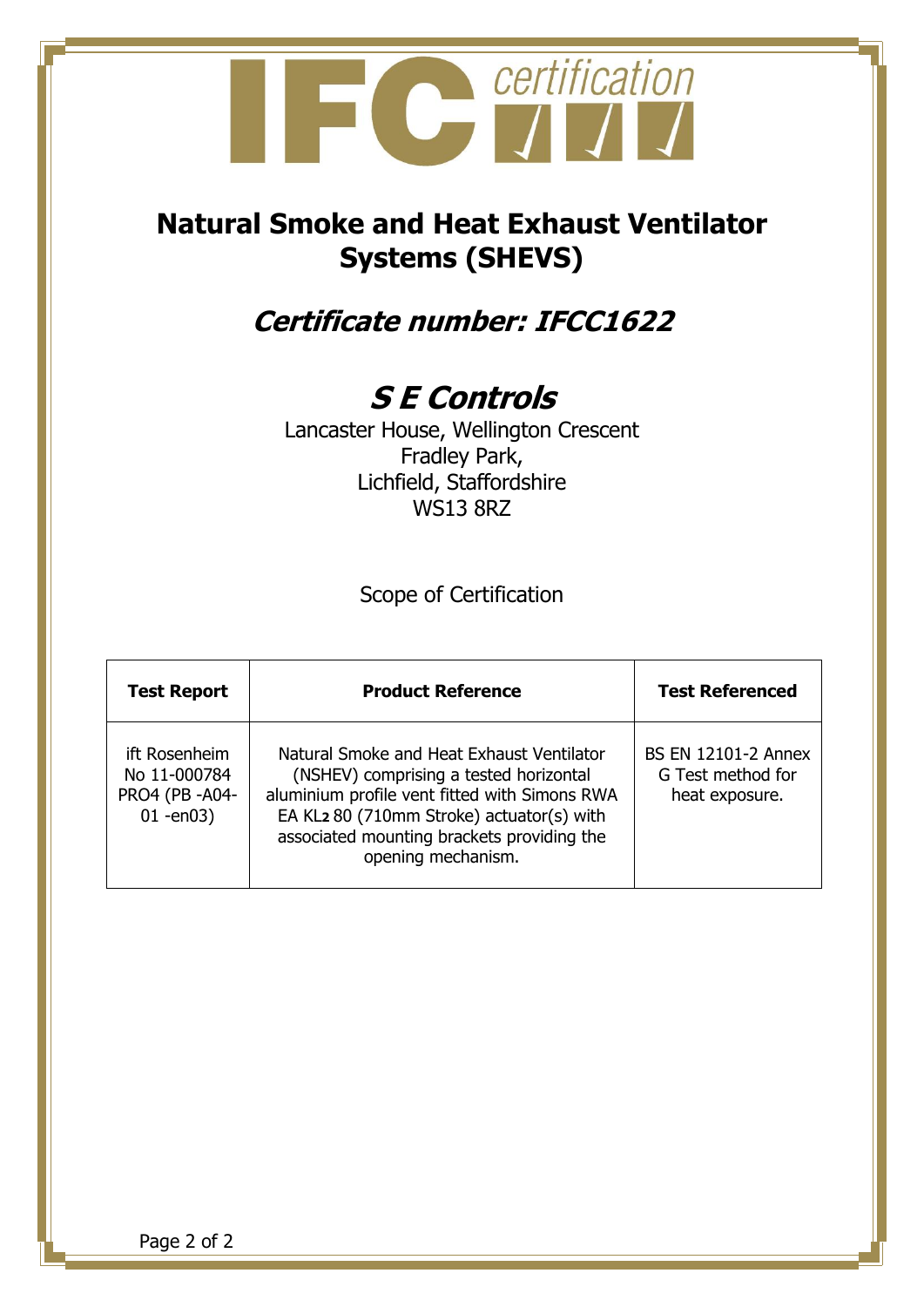IFC certification

# Natural Smoke and Heat Exhaust Ventilator Systems (SHEVS)

## *Certificate number: IFCC1622*

## *S E Controls*

Lancaster House, Wellington Crescent
Fradley Park,
Lichfield, Staffordshire
WS13 8RZ

Scope of Certification

| **Test Report** | **Product Reference** | **Test Referenced** |
| --- | --- | --- |
| ift Rosenheim No 11-000784 PRO4 (PB -A04-01 -en03) | Natural Smoke and Heat Exhaust Ventilator (NSHEV) comprising a tested horizontal aluminium profile vent fitted with Simons RWA EA KL**2** 80 (710mm Stroke) actuator(s) with associated mounting brackets providing the opening mechanism. | BS EN 12101-2 Annex G Test method for heat exposure. |